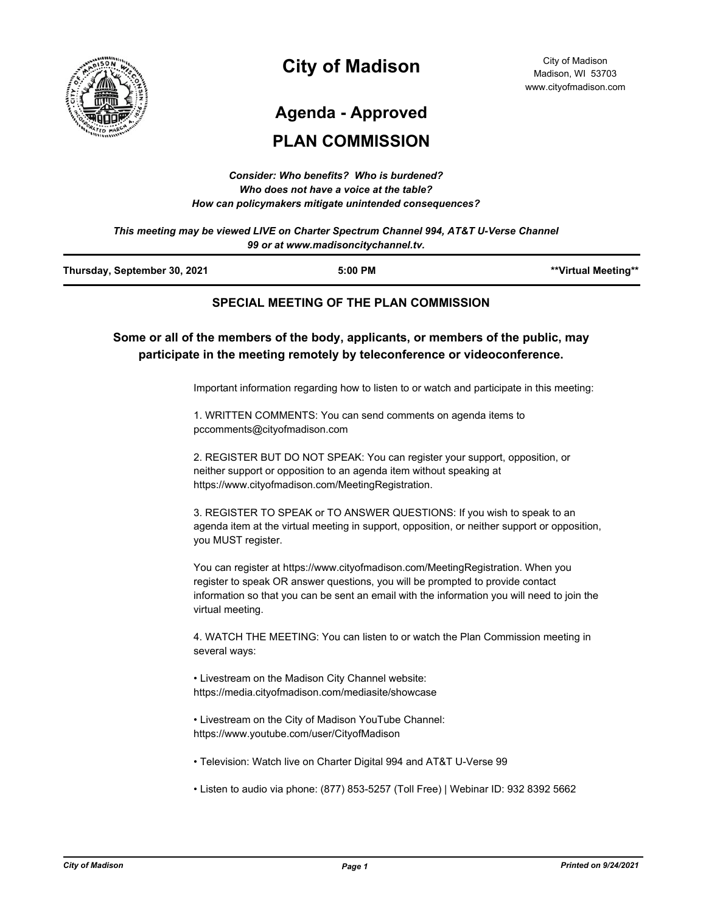# City of Madison

City of Madison
Madison, WI 53703
www.cityofmadison.com

## Agenda - Approved

## PLAN COMMISSION

***Consider: Who benefits? Who is burdened?***
***Who does not have a voice at the table?***
***How can policymakers mitigate unintended consequences?***

***This meeting may be viewed LIVE on Charter Spectrum Channel 994, AT&T U-Verse Channel 99 or at www.madisoncitychannel.tv.***

**Thursday, September 30, 2021** | **5:00 PM** | **Virtual Meeting**

### SPECIAL MEETING OF THE PLAN COMMISSION

### Some or all of the members of the body, applicants, or members of the public, may participate in the meeting remotely by teleconference or videoconference.

Important information regarding how to listen to or watch and participate in this meeting:

1. WRITTEN COMMENTS: You can send comments on agenda items to pccomments@cityofmadison.com

2. REGISTER BUT DO NOT SPEAK: You can register your support, opposition, or neither support or opposition to an agenda item without speaking at https://www.cityofmadison.com/MeetingRegistration.

3. REGISTER TO SPEAK or TO ANSWER QUESTIONS: If you wish to speak to an agenda item at the virtual meeting in support, opposition, or neither support or opposition, you MUST register.

You can register at https://www.cityofmadison.com/MeetingRegistration. When you register to speak OR answer questions, you will be prompted to provide contact information so that you can be sent an email with the information you will need to join the virtual meeting.

4. WATCH THE MEETING: You can listen to or watch the Plan Commission meeting in several ways:

- Livestream on the Madison City Channel website: https://media.cityofmadison.com/mediasite/showcase

- Livestream on the City of Madison YouTube Channel: https://www.youtube.com/user/CityofMadison

- Television: Watch live on Charter Digital 994 and AT&T U-Verse 99

- Listen to audio via phone: (877) 853-5257 (Toll Free) | Webinar ID: 932 8392 5662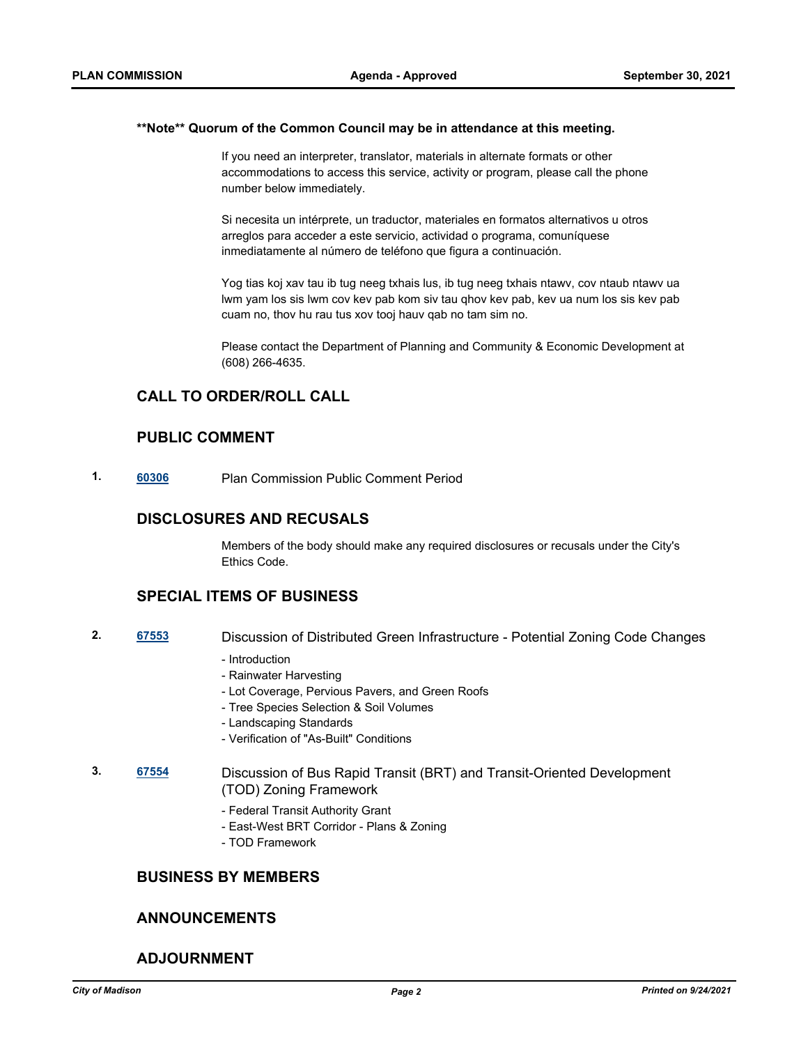**\*\*Note\*\* Quorum of the Common Council may be in attendance at this meeting.**

If you need an interpreter, translator, materials in alternate formats or other accommodations to access this service, activity or program, please call the phone number below immediately.

Si necesita un intérprete, un traductor, materiales en formatos alternativos u otros arreglos para acceder a este servicio, actividad o programa, comuníquese inmediatamente al número de teléfono que figura a continuación.

Yog tias koj xav tau ib tug neeg txhais lus, ib tug neeg txhais ntawv, cov ntaub ntawv ua lwm yam los sis lwm cov kev pab kom siv tau qhov kev pab, kev ua num los sis kev pab cuam no, thov hu rau tus xov tooj hauv qab no tam sim no.

Please contact the Department of Planning and Community & Economic Development at (608) 266-4635.

## CALL TO ORDER/ROLL CALL

## PUBLIC COMMENT

**1.** **60306** Plan Commission Public Comment Period

## DISCLOSURES AND RECUSALS

Members of the body should make any required disclosures or recusals under the City's Ethics Code.

## SPECIAL ITEMS OF BUSINESS

**2.** **67553** Discussion of Distributed Green Infrastructure - Potential Zoning Code Changes

- Introduction
- Rainwater Harvesting
- Lot Coverage, Pervious Pavers, and Green Roofs
- Tree Species Selection & Soil Volumes
- Landscaping Standards
- Verification of "As-Built" Conditions

**3.** **67554** Discussion of Bus Rapid Transit (BRT) and Transit-Oriented Development (TOD) Zoning Framework

- Federal Transit Authority Grant
- East-West BRT Corridor - Plans & Zoning
- TOD Framework

## BUSINESS BY MEMBERS

## ANNOUNCEMENTS

## ADJOURNMENT